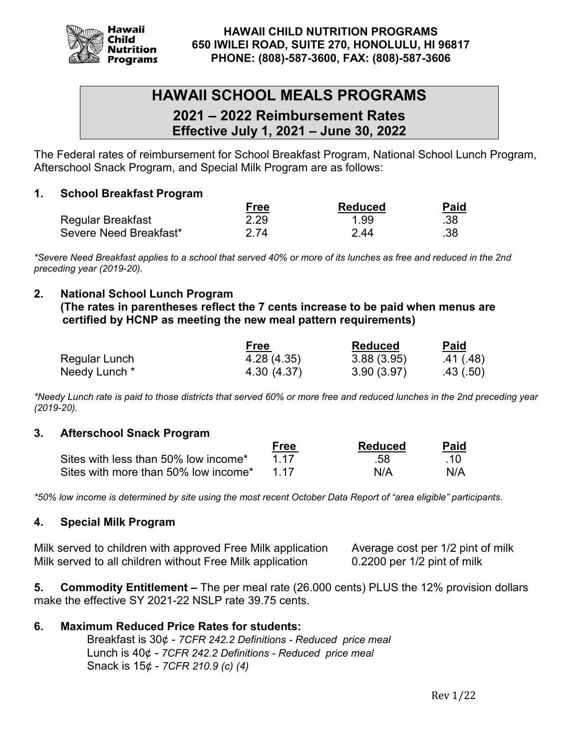**HAWAII CHILD NUTRITION PROGRAMS**
**650 IWILEI ROAD, SUITE 270, HONOLULU, HI 96817**
**PHONE: (808)-587-3600, FAX: (808)-587-3606**

# HAWAII SCHOOL MEALS PROGRAMS

## 2021 – 2022 Reimbursement Rates

### Effective July 1, 2021 – June 30, 2022

The Federal rates of reimbursement for School Breakfast Program, National School Lunch Program, Afterschool Snack Program, and Special Milk Program are as follows:

### 1. School Breakfast Program

| | Free | Reduced | Paid |
|---|---|---|---|
| Regular Breakfast | 2.29 | 1.99 | .38 |
| Severe Need Breakfast* | 2.74 | 2.44 | .38 |

*\*Severe Need Breakfast applies to a school that served 40% or more of its lunches as free and reduced in the 2nd preceding year (2019-20).*

### 2. National School Lunch Program
**(The rates in parentheses reflect the 7 cents increase to be paid when menus are certified by HCNP as meeting the new meal pattern requirements)**

| | Free | Reduced | Paid |
|---|---|---|---|
| Regular Lunch | 4.28 (4.35) | 3.88 (3.95) | .41 (.48) |
| Needy Lunch * | 4.30 (4.37) | 3.90 (3.97) | .43 (.50) |

*\*Needy Lunch rate is paid to those districts that served 60% or more free and reduced lunches in the 2nd preceding year (2019-20).*

### 3. Afterschool Snack Program

| | Free | Reduced | Paid |
|---|---|---|---|
| Sites with less than 50% low income* | 1.17 | .58 | .10 |
| Sites with more than 50% low income* | 1.17 | N/A | N/A |

*\*50% low income is determined by site using the most recent October Data Report of "area eligible" participants.*

### 4. Special Milk Program

| | |
|---|---|
| Milk served to children with approved Free Milk application | Average cost per 1/2 pint of milk |
| Milk served to all children without Free Milk application | 0.2200 per 1/2 pint of milk |

**5. Commodity Entitlement –** The per meal rate (26.000 cents) PLUS the 12% provision dollars make the effective SY 2021-22 NSLP rate 39.75 cents.

### 6. Maximum Reduced Price Rates for students:

Breakfast is 30¢ - *7CFR 242.2 Definitions - Reduced price meal*
Lunch is 40¢ - *7CFR 242.2 Definitions - Reduced price meal*
Snack is 15¢ - *7CFR 210.9 (c) (4)*

Rev 1/22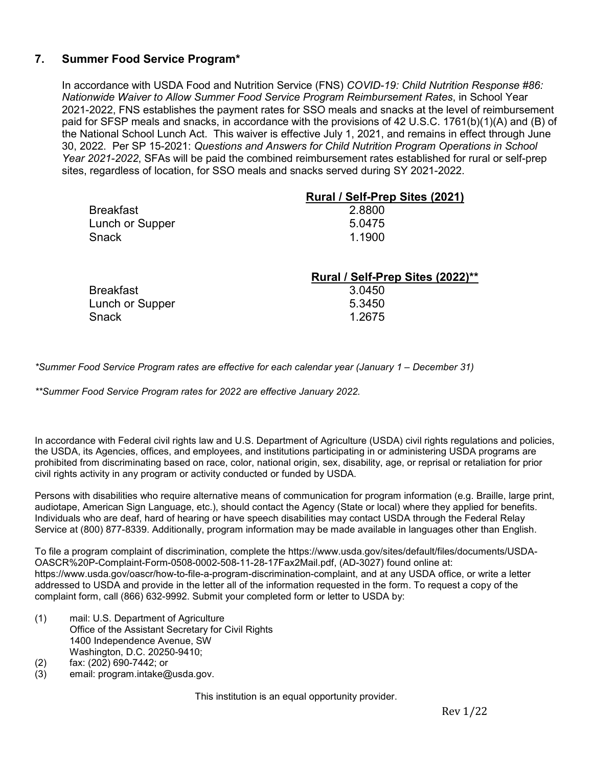## 7. Summer Food Service Program*

In accordance with USDA Food and Nutrition Service (FNS) *COVID-19: Child Nutrition Response #86: Nationwide Waiver to Allow Summer Food Service Program Reimbursement Rates*, in School Year 2021-2022, FNS establishes the payment rates for SSO meals and snacks at the level of reimbursement paid for SFSP meals and snacks, in accordance with the provisions of 42 U.S.C. 1761(b)(1)(A) and (B) of the National School Lunch Act. This waiver is effective July 1, 2021, and remains in effect through June 30, 2022. Per SP 15-2021: *Questions and Answers for Child Nutrition Program Operations in School Year 2021-2022*, SFAs will be paid the combined reimbursement rates established for rural or self-prep sites, regardless of location, for SSO meals and snacks served during SY 2021-2022.

| | **Rural / Self-Prep Sites (2021)** |
|---|---|
| Breakfast | 2.8800 |
| Lunch or Supper | 5.0475 |
| Snack | 1.1900 |

| | **Rural / Self-Prep Sites (2022)**** |
|---|---|
| Breakfast | 3.0450 |
| Lunch or Supper | 5.3450 |
| Snack | 1.2675 |

*\*Summer Food Service Program rates are effective for each calendar year (January 1 – December 31)*

*\*\*Summer Food Service Program rates for 2022 are effective January 2022.*

In accordance with Federal civil rights law and U.S. Department of Agriculture (USDA) civil rights regulations and policies, the USDA, its Agencies, offices, and employees, and institutions participating in or administering USDA programs are prohibited from discriminating based on race, color, national origin, sex, disability, age, or reprisal or retaliation for prior civil rights activity in any program or activity conducted or funded by USDA.

Persons with disabilities who require alternative means of communication for program information (e.g. Braille, large print, audiotape, American Sign Language, etc.), should contact the Agency (State or local) where they applied for benefits. Individuals who are deaf, hard of hearing or have speech disabilities may contact USDA through the Federal Relay Service at (800) 877-8339. Additionally, program information may be made available in languages other than English.

To file a program complaint of discrimination, complete the https://www.usda.gov/sites/default/files/documents/USDA-OASCR%20P-Complaint-Form-0508-0002-508-11-28-17Fax2Mail.pdf, (AD-3027) found online at: https://www.usda.gov/oascr/how-to-file-a-program-discrimination-complaint, and at any USDA office, or write a letter addressed to USDA and provide in the letter all of the information requested in the form. To request a copy of the complaint form, call (866) 632-9992. Submit your completed form or letter to USDA by:

(1) mail: U.S. Department of Agriculture
Office of the Assistant Secretary for Civil Rights
1400 Independence Avenue, SW
Washington, D.C. 20250-9410;
(2) fax: (202) 690-7442; or
(3) email: program.intake@usda.gov.

This institution is an equal opportunity provider.

Rev 1/22